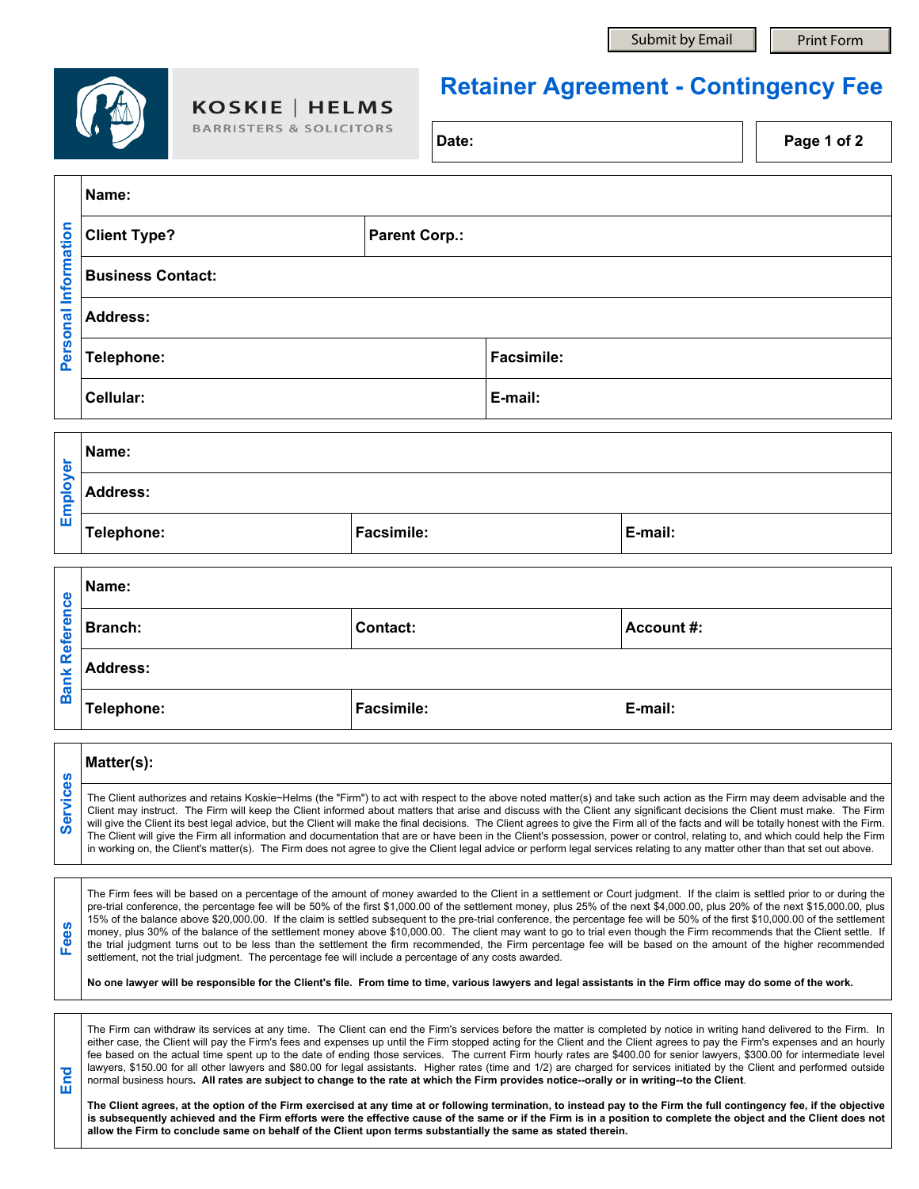Submit by Email | Print Form

KOSKIE | HELMS
BARRISTERS & SOLICITORS

# Retainer Agreement - Contingency Fee

**Date:**

## Personal Information

| | |
|---|---|
| **Name:** | |
| **Client Type?** | **Parent Corp.:** |
| **Business Contact:** | |
| **Address:** | |
| **Telephone:** | **Facsimile:** |
| **Cellular:** | **E-mail:** |

## Employer

| | | |
|---|---|---|
| **Name:** | | |
| **Address:** | | |
| **Telephone:** | **Facsimile:** | **E-mail:** |

## Bank Reference

| | | |
|---|---|---|
| **Name:** | | |
| **Branch:** | **Contact:** | **Account #:** |
| **Address:** | | |
| **Telephone:** | **Facsimile:** | **E-mail:** |

## Services

**Matter(s):**

The Client authorizes and retains Koskie~Helms (the "Firm") to act with respect to the above noted matter(s) and take such action as the Firm may deem advisable and the Client may instruct. The Firm will keep the Client informed about matters that arise and discuss with the Client any significant decisions the Client must make. The Firm will give the Client its best legal advice, but the Client will make the final decisions. The Client agrees to give the Firm all of the facts and will be totally honest with the Firm. The Client will give the Firm all information and documentation that are or have been in the Client's possession, power or control, relating to, and which could help the Firm in working on, the Client's matter(s). The Firm does not agree to give the Client legal advice or perform legal services relating to any matter other than that set out above.

## Fees

The Firm fees will be based on a percentage of the amount of money awarded to the Client in a settlement or Court judgment. If the claim is settled prior to or during the pre-trial conference, the percentage fee will be 50% of the first $1,000.00 of the settlement money, plus 25% of the next $4,000.00, plus 20% of the next $15,000.00, plus 15% of the balance above $20,000.00. If the claim is settled subsequent to the pre-trial conference, the percentage fee will be 50% of the first $10,000.00 of the settlement money, plus 30% of the balance of the settlement money above $10,000.00. The client may want to go to trial even though the Firm recommends that the Client settle. If the trial judgment turns out to be less than the settlement the firm recommended, the Firm percentage fee will be based on the amount of the higher recommended settlement, not the trial judgment. The percentage fee will include a percentage of any costs awarded.

**No one lawyer will be responsible for the Client's file. From time to time, various lawyers and legal assistants in the Firm office may do some of the work.**

## End

The Firm can withdraw its services at any time. The Client can end the Firm's services before the matter is completed by notice in writing hand delivered to the Firm. In either case, the Client will pay the Firm's fees and expenses up until the Firm stopped acting for the Client and the Client agrees to pay the Firm's expenses and an hourly fee based on the actual time spent up to the date of ending those services. The current Firm hourly rates are $400.00 for senior lawyers, $300.00 for intermediate level lawyers, $150.00 for all other lawyers and $80.00 for legal assistants. Higher rates (time and 1/2) are charged for services initiated by the Client and performed outside normal business hours. **All rates are subject to change to the rate at which the Firm provides notice--orally or in writing--to the Client**.

**The Client agrees, at the option of the Firm exercised at any time at or following termination, to instead pay to the Firm the full contingency fee, if the objective is subsequently achieved and the Firm efforts were the effective cause of the same or if the Firm is in a position to complete the object and the Client does not allow the Firm to conclude same on behalf of the Client upon terms substantially the same as stated therein.**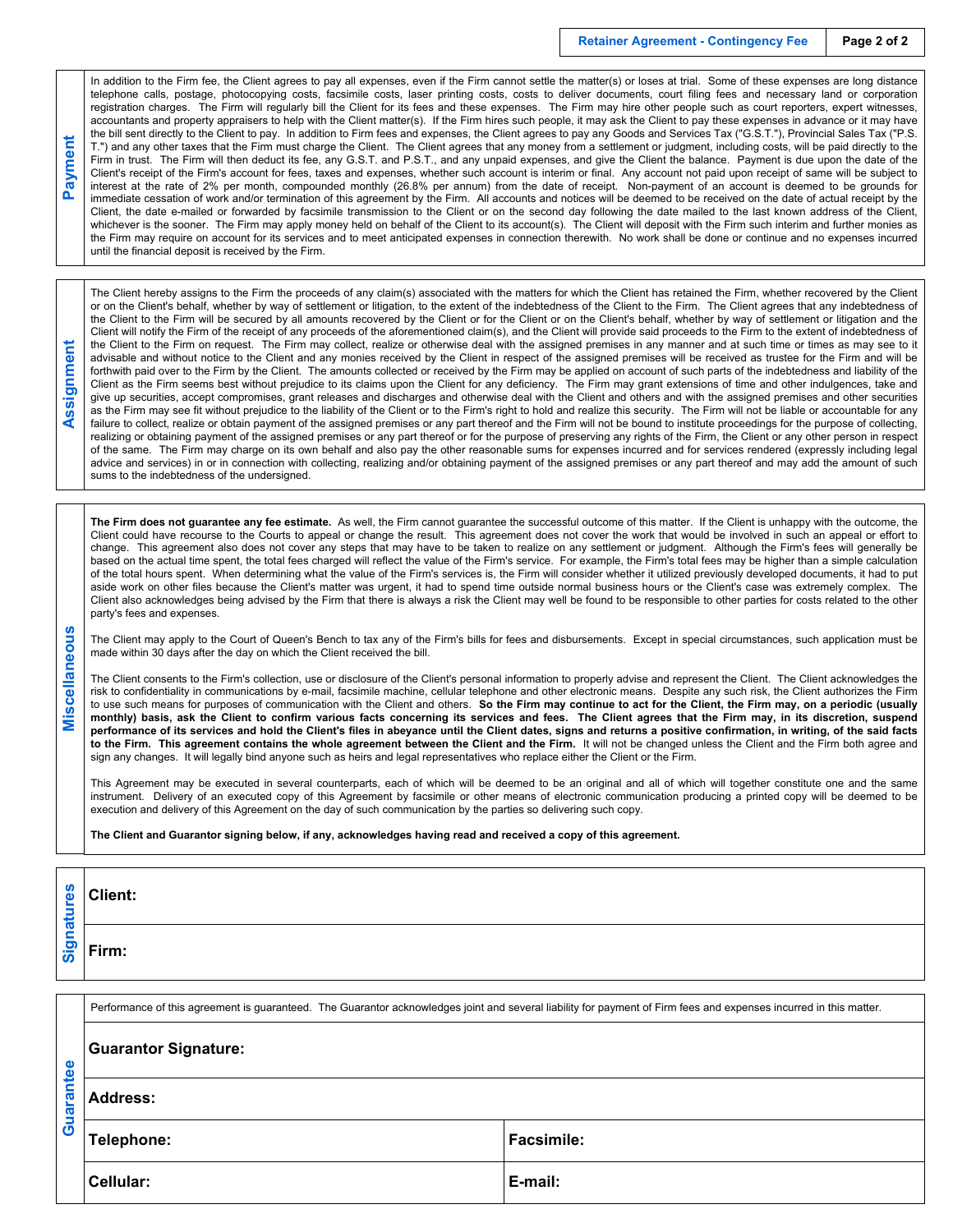## Payment

In addition to the Firm fee, the Client agrees to pay all expenses, even if the Firm cannot settle the matter(s) or loses at trial. Some of these expenses are long distance telephone calls, postage, photocopying costs, facsimile costs, laser printing costs, costs to deliver documents, court filing fees and necessary land or corporation registration charges. The Firm will regularly bill the Client for its fees and these expenses. The Firm may hire other people such as court reporters, expert witnesses, accountants and property appraisers to help with the Client matter(s). If the Firm hires such people, it may ask the Client to pay these expenses in advance or it may have the bill sent directly to the Client to pay. In addition to Firm fees and expenses, the Client agrees to pay any Goods and Services Tax ("G.S.T."), Provincial Sales Tax ("P.S.T.") and any other taxes that the Firm must charge the Client. The Client agrees that any money from a settlement or judgment, including costs, will be paid directly to the Firm in trust. The Firm will then deduct its fee, any G.S.T. and P.S.T., and any unpaid expenses, and give the Client the balance. Payment is due upon the date of the Client's receipt of the Firm's account for fees, taxes and expenses, whether such account is interim or final. Any account not paid upon receipt of same will be subject to interest at the rate of 2% per month, compounded monthly (26.8% per annum) from the date of receipt. Non-payment of an account is deemed to be grounds for immediate cessation of work and/or termination of this agreement by the Firm. All accounts and notices will be deemed to be received on the date of actual receipt by the Client, the date e-mailed or forwarded by facsimile transmission to the Client or on the second day following the date mailed to the last known address of the Client, whichever is the sooner. The Firm may apply money held on behalf of the Client to its account(s). The Client will deposit with the Firm such interim and further monies as the Firm may require on account for its services and to meet anticipated expenses in connection therewith. No work shall be done or continue and no expenses incurred until the financial deposit is received by the Firm.

## Assignment

The Client hereby assigns to the Firm the proceeds of any claim(s) associated with the matters for which the Client has retained the Firm, whether recovered by the Client or on the Client's behalf, whether by way of settlement or litigation, to the extent of the indebtedness of the Client to the Firm. The Client agrees that any indebtedness of the Client to the Firm will be secured by all amounts recovered by the Client or for the Client or on the Client's behalf, whether by way of settlement or litigation and the Client will notify the Firm of the receipt of any proceeds of the aforementioned claim(s), and the Client will provide said proceeds to the Firm to the extent of indebtedness of the Client to the Firm on request. The Firm may collect, realize or otherwise deal with the assigned premises in any manner and at such time or times as may see to it advisable and without notice to the Client and any monies received by the Client in respect of the assigned premises will be received as trustee for the Firm and will be forthwith paid over to the Firm by the Client. The amounts collected or received by the Firm may be applied on account of such parts of the indebtedness and liability of the Client as the Firm seems best without prejudice to its claims upon the Client for any deficiency. The Firm may grant extensions of time and other indulgences, take and give up securities, accept compromises, grant releases and discharges and otherwise deal with the Client and others and with the assigned premises and other securities as the Firm may see fit without prejudice to the liability of the Client or to the Firm's right to hold and realize this security. The Firm will not be liable or accountable for any failure to collect, realize or obtain payment of the assigned premises or any part thereof and the Firm will not be bound to institute proceedings for the purpose of collecting, realizing or obtaining payment of the assigned premises or any part thereof or for the purpose of preserving any rights of the Firm, the Client or any other person in respect of the same. The Firm may charge on its own behalf and also pay the other reasonable sums for expenses incurred and for services rendered (expressly including legal advice and services) in or in connection with collecting, realizing and/or obtaining payment of the assigned premises or any part thereof and may add the amount of such sums to the indebtedness of the undersigned.

## Miscellaneous

**The Firm does not guarantee any fee estimate.** As well, the Firm cannot guarantee the successful outcome of this matter. If the Client is unhappy with the outcome, the Client could have recourse to the Courts to appeal or change the result. This agreement does not cover the work that would be involved in such an appeal or effort to change. This agreement also does not cover any steps that may have to be taken to realize on any settlement or judgment. Although the Firm's fees will generally be based on the actual time spent, the total fees charged will reflect the value of the Firm's service. For example, the Firm's total fees may be higher than a simple calculation of the total hours spent. When determining what the value of the Firm's services is, the Firm will consider whether it utilized previously developed documents, it had to put aside work on other files because the Client's matter was urgent, it had to spend time outside normal business hours or the Client's case was extremely complex. The Client also acknowledges being advised by the Firm that there is always a risk the Client may well be found to be responsible to other parties for costs related to the other party's fees and expenses.

The Client may apply to the Court of Queen's Bench to tax any of the Firm's bills for fees and disbursements. Except in special circumstances, such application must be made within 30 days after the day on which the Client received the bill.

The Client consents to the Firm's collection, use or disclosure of the Client's personal information to properly advise and represent the Client. The Client acknowledges the risk to confidentiality in communications by e-mail, facsimile machine, cellular telephone and other electronic means. Despite any such risk, the Client authorizes the Firm to use such means for purposes of communication with the Client and others. **So the Firm may continue to act for the Client, the Firm may, on a periodic (usually monthly) basis, ask the Client to confirm various facts concerning its services and fees. The Client agrees that the Firm may, in its discretion, suspend performance of its services and hold the Client's files in abeyance until the Client dates, signs and returns a positive confirmation, in writing, of the said facts to the Firm. This agreement contains the whole agreement between the Client and the Firm.** It will not be changed unless the Client and the Firm both agree and sign any changes. It will legally bind anyone such as heirs and legal representatives who replace either the Client or the Firm.

This Agreement may be executed in several counterparts, each of which will be deemed to be an original and all of which will together constitute one and the same instrument. Delivery of an executed copy of this Agreement by facsimile or other means of electronic communication producing a printed copy will be deemed to be execution and delivery of this Agreement on the day of such communication by the parties so delivering such copy.

**The Client and Guarantor signing below, if any, acknowledges having read and received a copy of this agreement.**

## Signatures

**Client:**

**Firm:**

## Guarantee

Performance of this agreement is guaranteed. The Guarantor acknowledges joint and several liability for payment of Firm fees and expenses incurred in this matter.

**Guarantor Signature:**

**Address:**

| | |
|---|---|
| **Telephone:** | **Facsimile:** |
| **Cellular:** | **E-mail:** |